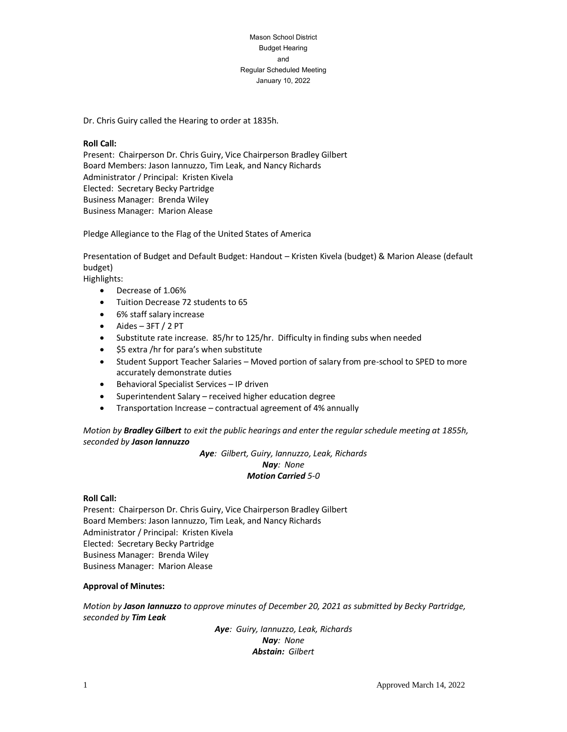Mason School District
Budget Hearing
and
Regular Scheduled Meeting
January 10, 2022

Dr. Chris Guiry called the Hearing to order at 1835h.

**Roll Call:**
Present: Chairperson Dr. Chris Guiry, Vice Chairperson Bradley Gilbert
Board Members: Jason Iannuzzo, Tim Leak, and Nancy Richards
Administrator / Principal: Kristen Kivela
Elected: Secretary Becky Partridge
Business Manager: Brenda Wiley
Business Manager: Marion Alease

Pledge Allegiance to the Flag of the United States of America

Presentation of Budget and Default Budget: Handout – Kristen Kivela (budget) & Marion Alease (default budget)
Highlights:

- Decrease of 1.06%
- Tuition Decrease 72 students to 65
- 6% staff salary increase
- Aides – 3FT / 2 PT
- Substitute rate increase. 85/hr to 125/hr. Difficulty in finding subs when needed
- $5 extra /hr for para's when substitute
- Student Support Teacher Salaries – Moved portion of salary from pre-school to SPED to more accurately demonstrate duties
- Behavioral Specialist Services – IP driven
- Superintendent Salary – received higher education degree
- Transportation Increase – contractual agreement of 4% annually

*Motion by **Bradley Gilbert** to exit the public hearings and enter the regular schedule meeting at 1855h, seconded by **Jason Iannuzzo***

***Aye**: Gilbert, Guiry, Iannuzzo, Leak, Richards*
***Nay**: None*
***Motion Carried** 5-0*

**Roll Call:**
Present: Chairperson Dr. Chris Guiry, Vice Chairperson Bradley Gilbert
Board Members: Jason Iannuzzo, Tim Leak, and Nancy Richards
Administrator / Principal: Kristen Kivela
Elected: Secretary Becky Partridge
Business Manager: Brenda Wiley
Business Manager: Marion Alease

**Approval of Minutes:**

*Motion by **Jason Iannuzzo** to approve minutes of December 20, 2021 as submitted by Becky Partridge, seconded by **Tim Leak***

***Aye**: Guiry, Iannuzzo, Leak, Richards*
***Nay**: None*
***Abstain:** Gilbert*

Approved March 14, 2022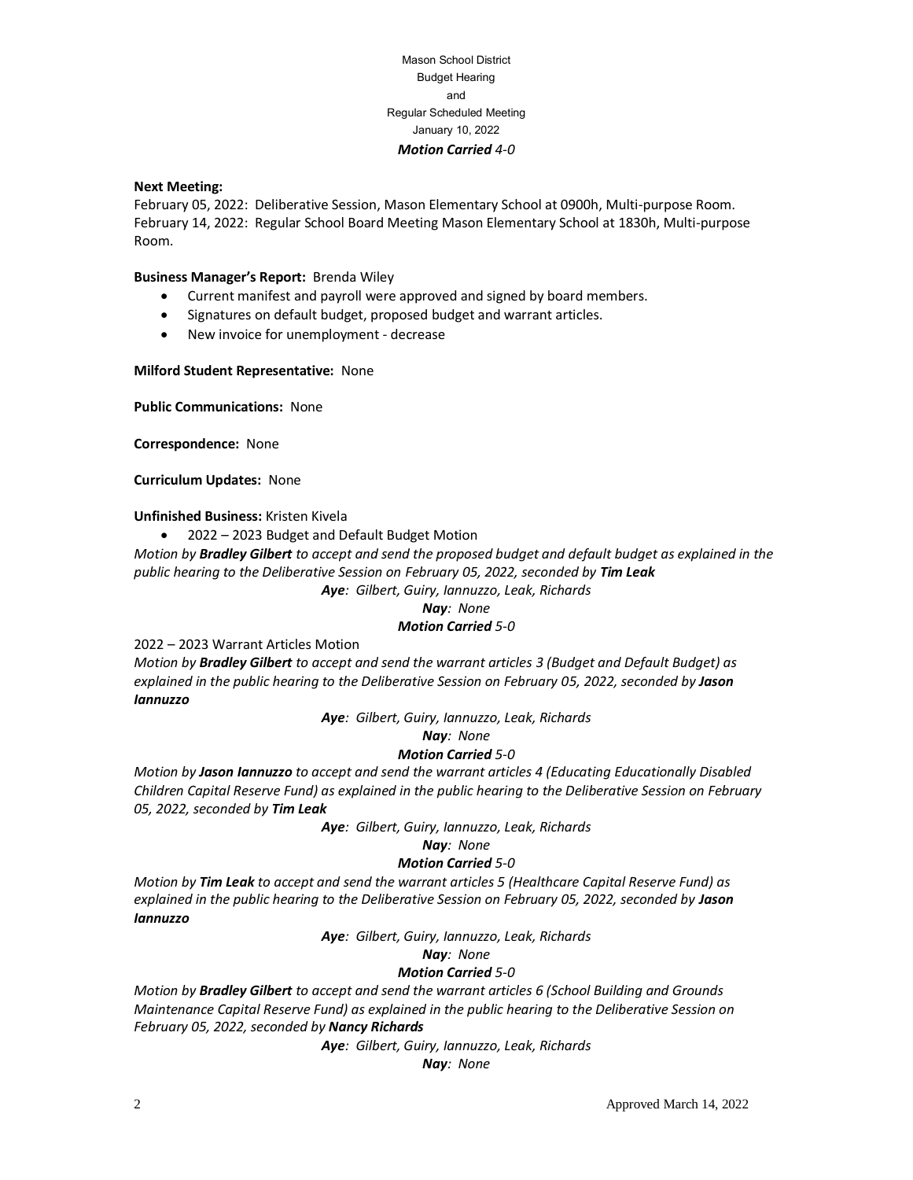Mason School District
Budget Hearing
and
Regular Scheduled Meeting
January 10, 2022

***Motion Carried** 4-0*

**Next Meeting:**

February 05, 2022: Deliberative Session, Mason Elementary School at 0900h, Multi-purpose Room.
February 14, 2022: Regular School Board Meeting Mason Elementary School at 1830h, Multi-purpose Room.

**Business Manager's Report:** Brenda Wiley

- Current manifest and payroll were approved and signed by board members.
- Signatures on default budget, proposed budget and warrant articles.
- New invoice for unemployment - decrease

**Milford Student Representative:** None

**Public Communications:** None

**Correspondence:** None

**Curriculum Updates:** None

**Unfinished Business:** Kristen Kivela

- 2022 – 2023 Budget and Default Budget Motion

*Motion by **Bradley Gilbert** to accept and send the proposed budget and default budget as explained in the public hearing to the Deliberative Session on February 05, 2022, seconded by **Tim Leak***

***Aye**: Gilbert, Guiry, Iannuzzo, Leak, Richards*
***Nay**: None*
***Motion Carried** 5-0*

2022 – 2023 Warrant Articles Motion

*Motion by **Bradley Gilbert** to accept and send the warrant articles 3 (Budget and Default Budget) as explained in the public hearing to the Deliberative Session on February 05, 2022, seconded by **Jason Iannuzzo***

***Aye**: Gilbert, Guiry, Iannuzzo, Leak, Richards*
***Nay**: None*
***Motion Carried** 5-0*

*Motion by **Jason Iannuzzo** to accept and send the warrant articles 4 (Educating Educationally Disabled Children Capital Reserve Fund) as explained in the public hearing to the Deliberative Session on February 05, 2022, seconded by **Tim Leak***

***Aye**: Gilbert, Guiry, Iannuzzo, Leak, Richards*
***Nay**: None*
***Motion Carried** 5-0*

*Motion by **Tim Leak** to accept and send the warrant articles 5 (Healthcare Capital Reserve Fund) as explained in the public hearing to the Deliberative Session on February 05, 2022, seconded by **Jason Iannuzzo***

***Aye**: Gilbert, Guiry, Iannuzzo, Leak, Richards*
***Nay**: None*
***Motion Carried** 5-0*

*Motion by **Bradley Gilbert** to accept and send the warrant articles 6 (School Building and Grounds Maintenance Capital Reserve Fund) as explained in the public hearing to the Deliberative Session on February 05, 2022, seconded by **Nancy Richards***

***Aye**: Gilbert, Guiry, Iannuzzo, Leak, Richards*
***Nay**: None*

Approved March 14, 2022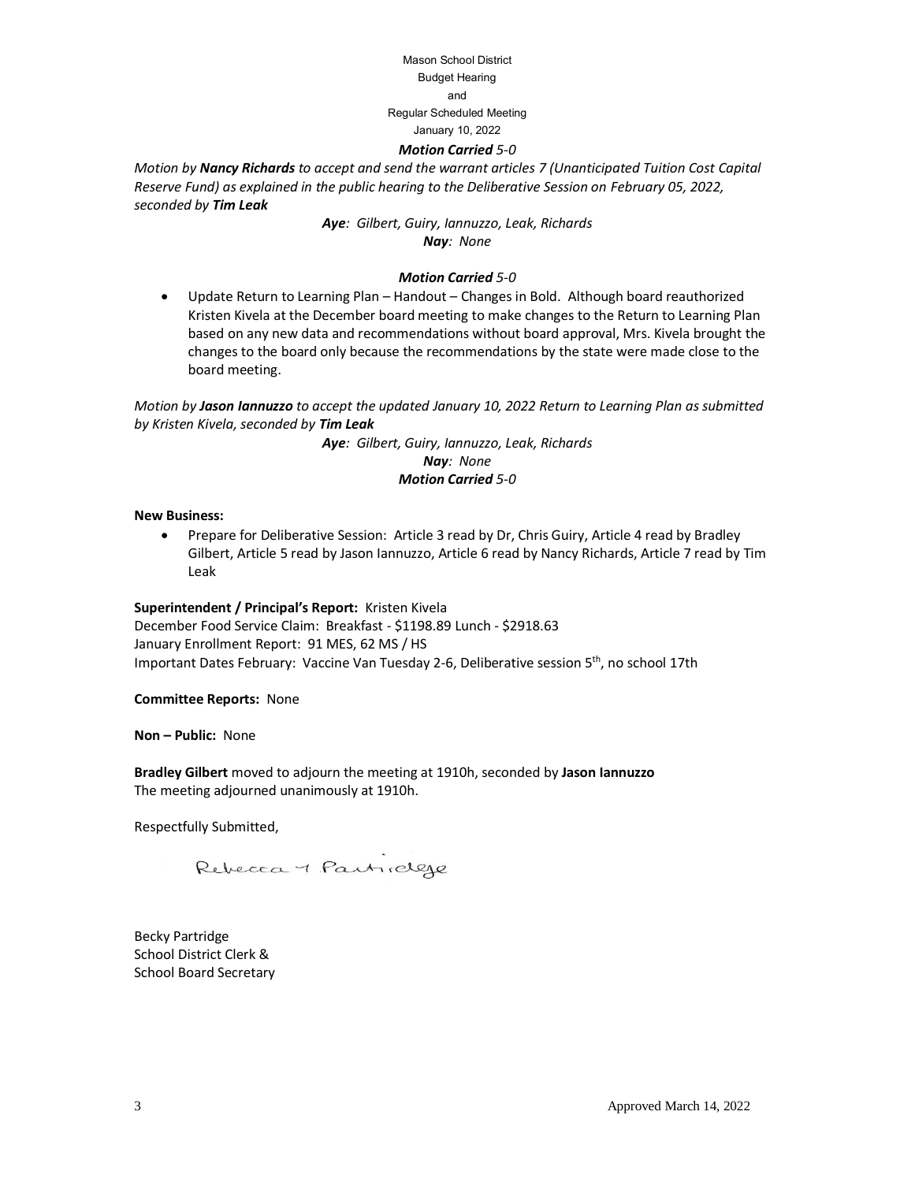Mason School District
Budget Hearing
and
Regular Scheduled Meeting
January 10, 2022

***Motion Carried** 5-0*

*Motion by **Nancy Richards** to accept and send the warrant articles 7 (Unanticipated Tuition Cost Capital Reserve Fund) as explained in the public hearing to the Deliberative Session on February 05, 2022, seconded by **Tim Leak***

***Aye**: Gilbert, Guiry, Iannuzzo, Leak, Richards*
***Nay**: None*

***Motion Carried** 5-0*

- Update Return to Learning Plan – Handout – Changes in Bold. Although board reauthorized Kristen Kivela at the December board meeting to make changes to the Return to Learning Plan based on any new data and recommendations without board approval, Mrs. Kivela brought the changes to the board only because the recommendations by the state were made close to the board meeting.

*Motion by **Jason Iannuzzo** to accept the updated January 10, 2022 Return to Learning Plan as submitted by Kristen Kivela, seconded by **Tim Leak***

***Aye**: Gilbert, Guiry, Iannuzzo, Leak, Richards*
***Nay**: None*
***Motion Carried** 5-0*

**New Business:**

- Prepare for Deliberative Session: Article 3 read by Dr, Chris Guiry, Article 4 read by Bradley Gilbert, Article 5 read by Jason Iannuzzo, Article 6 read by Nancy Richards, Article 7 read by Tim Leak

**Superintendent / Principal's Report:** Kristen Kivela
December Food Service Claim: Breakfast - $1198.89 Lunch - $2918.63
January Enrollment Report: 91 MES, 62 MS / HS
Important Dates February: Vaccine Van Tuesday 2-6, Deliberative session 5th, no school 17th

**Committee Reports:** None

**Non – Public:** None

**Bradley Gilbert** moved to adjourn the meeting at 1910h, seconded by **Jason Iannuzzo**
The meeting adjourned unanimously at 1910h.

Respectfully Submitted,

Rebecca T. Partridge

Becky Partridge
School District Clerk &
School Board Secretary

Approved March 14, 2022